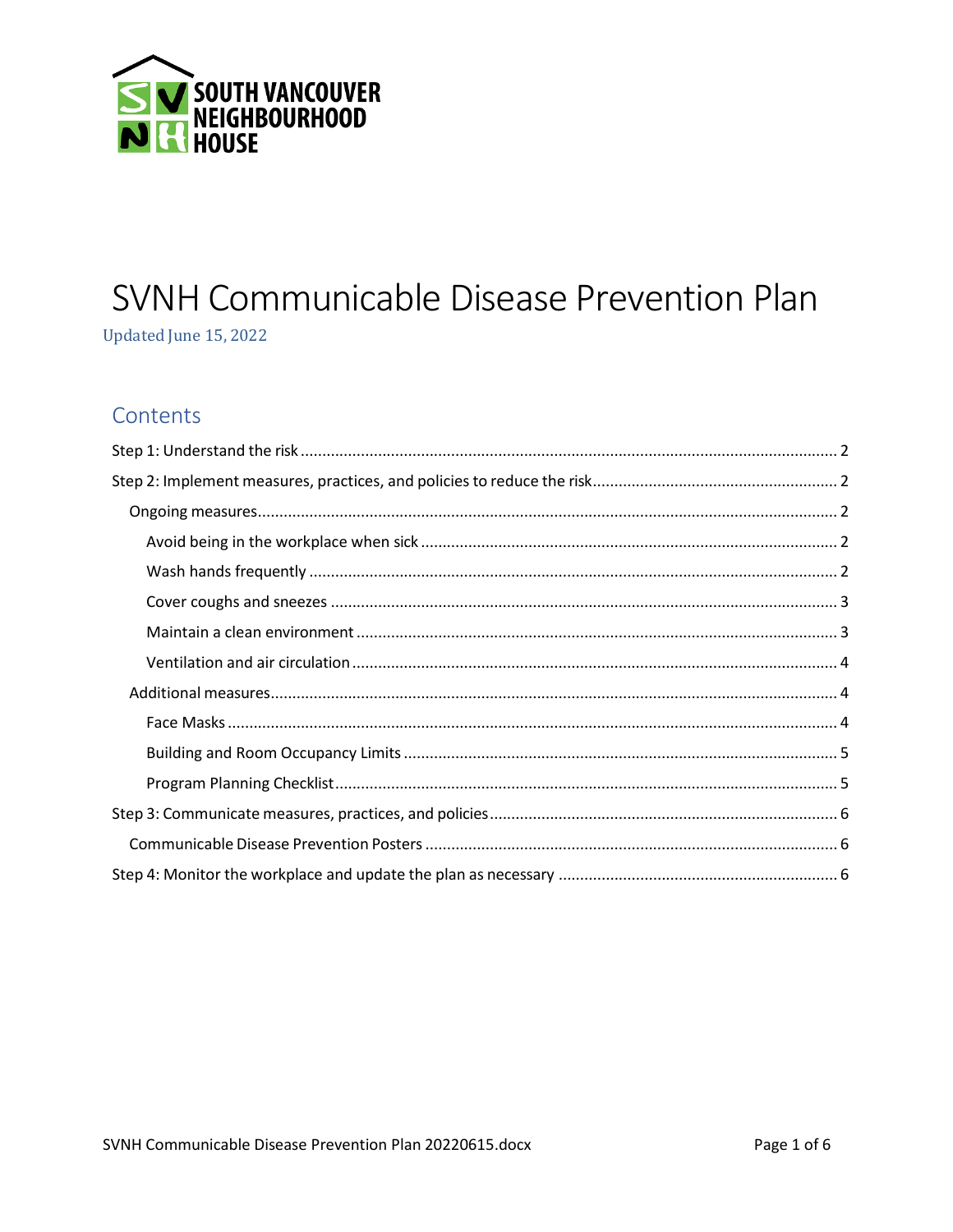SOUTH VANCOUVER NEIGHBOURHOOD HOUSE

# SVNH Communicable Disease Prevention Plan

Updated June 15, 2022

## Contents

- Step 1: Understand the risk ..... 2
- Step 2: Implement measures, practices, and policies to reduce the risk ..... 2
  - Ongoing measures ..... 2
    - Avoid being in the workplace when sick ..... 2
    - Wash hands frequently ..... 2
    - Cover coughs and sneezes ..... 3
    - Maintain a clean environment ..... 3
    - Ventilation and air circulation ..... 4
  - Additional measures ..... 4
    - Face Masks ..... 4
    - Building and Room Occupancy Limits ..... 5
    - Program Planning Checklist ..... 5
- Step 3: Communicate measures, practices, and policies ..... 6
  - Communicable Disease Prevention Posters ..... 6
- Step 4: Monitor the workplace and update the plan as necessary ..... 6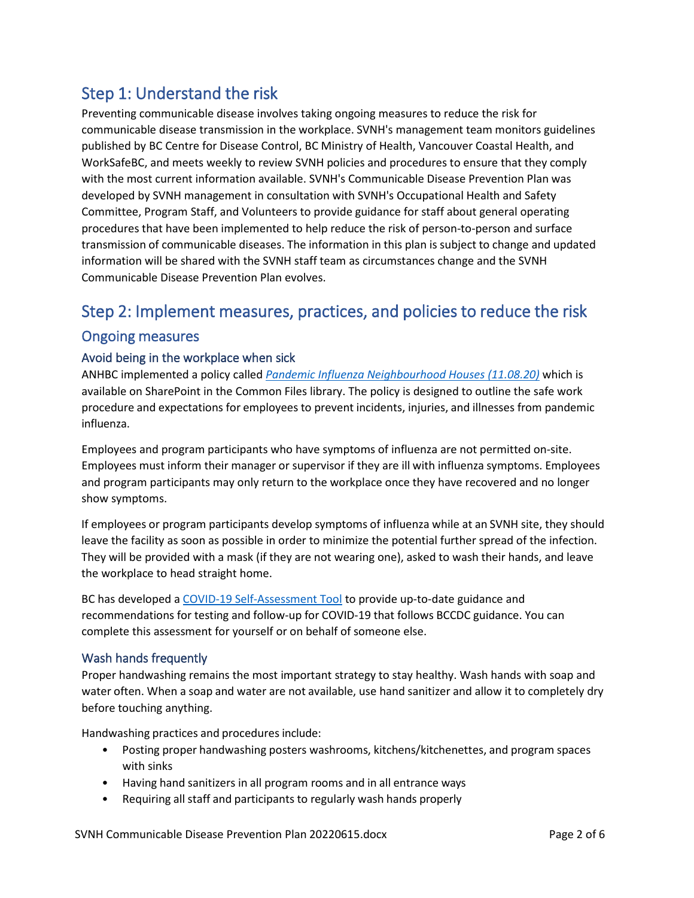# Step 1: Understand the risk

Preventing communicable disease involves taking ongoing measures to reduce the risk for communicable disease transmission in the workplace. SVNH's management team monitors guidelines published by BC Centre for Disease Control, BC Ministry of Health, Vancouver Coastal Health, and WorkSafeBC, and meets weekly to review SVNH policies and procedures to ensure that they comply with the most current information available. SVNH's Communicable Disease Prevention Plan was developed by SVNH management in consultation with SVNH's Occupational Health and Safety Committee, Program Staff, and Volunteers to provide guidance for staff about general operating procedures that have been implemented to help reduce the risk of person-to-person and surface transmission of communicable diseases. The information in this plan is subject to change and updated information will be shared with the SVNH staff team as circumstances change and the SVNH Communicable Disease Prevention Plan evolves.

# Step 2: Implement measures, practices, and policies to reduce the risk

## Ongoing measures

### Avoid being in the workplace when sick

ANHBC implemented a policy called *Pandemic Influenza Neighbourhood Houses (11.08.20)* which is available on SharePoint in the Common Files library. The policy is designed to outline the safe work procedure and expectations for employees to prevent incidents, injuries, and illnesses from pandemic influenza.

Employees and program participants who have symptoms of influenza are not permitted on-site. Employees must inform their manager or supervisor if they are ill with influenza symptoms. Employees and program participants may only return to the workplace once they have recovered and no longer show symptoms.

If employees or program participants develop symptoms of influenza while at an SVNH site, they should leave the facility as soon as possible in order to minimize the potential further spread of the infection. They will be provided with a mask (if they are not wearing one), asked to wash their hands, and leave the workplace to head straight home.

BC has developed a COVID-19 Self-Assessment Tool to provide up-to-date guidance and recommendations for testing and follow-up for COVID-19 that follows BCCDC guidance. You can complete this assessment for yourself or on behalf of someone else.

### Wash hands frequently

Proper handwashing remains the most important strategy to stay healthy. Wash hands with soap and water often. When a soap and water are not available, use hand sanitizer and allow it to completely dry before touching anything.

Handwashing practices and procedures include:

- Posting proper handwashing posters washrooms, kitchens/kitchenettes, and program spaces with sinks
- Having hand sanitizers in all program rooms and in all entrance ways
- Requiring all staff and participants to regularly wash hands properly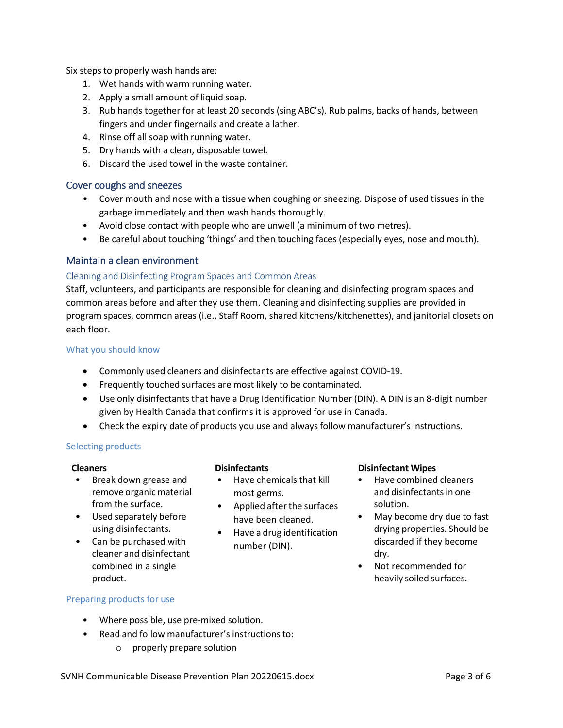Six steps to properly wash hands are:

1. Wet hands with warm running water.
2. Apply a small amount of liquid soap.
3. Rub hands together for at least 20 seconds (sing ABC's). Rub palms, backs of hands, between fingers and under fingernails and create a lather.
4. Rinse off all soap with running water.
5. Dry hands with a clean, disposable towel.
6. Discard the used towel in the waste container.

## Cover coughs and sneezes

- Cover mouth and nose with a tissue when coughing or sneezing. Dispose of used tissues in the garbage immediately and then wash hands thoroughly.
- Avoid close contact with people who are unwell (a minimum of two metres).
- Be careful about touching 'things' and then touching faces (especially eyes, nose and mouth).

## Maintain a clean environment

### Cleaning and Disinfecting Program Spaces and Common Areas

Staff, volunteers, and participants are responsible for cleaning and disinfecting program spaces and common areas before and after they use them. Cleaning and disinfecting supplies are provided in program spaces, common areas (i.e., Staff Room, shared kitchens/kitchenettes), and janitorial closets on each floor.

### What you should know

- Commonly used cleaners and disinfectants are effective against COVID-19.
- Frequently touched surfaces are most likely to be contaminated.
- Use only disinfectants that have a Drug Identification Number (DIN). A DIN is an 8-digit number given by Health Canada that confirms it is approved for use in Canada.
- Check the expiry date of products you use and always follow manufacturer's instructions.

### Selecting products

**Cleaners**

- Break down grease and remove organic material from the surface.
- Used separately before using disinfectants.
- Can be purchased with cleaner and disinfectant combined in a single product.

**Disinfectants**

- Have chemicals that kill most germs.
- Applied after the surfaces have been cleaned.
- Have a drug identification number (DIN).

**Disinfectant Wipes**

- Have combined cleaners and disinfectants in one solution.
- May become dry due to fast drying properties. Should be discarded if they become dry.
- Not recommended for heavily soiled surfaces.

### Preparing products for use

- Where possible, use pre-mixed solution.
- Read and follow manufacturer's instructions to:
  - properly prepare solution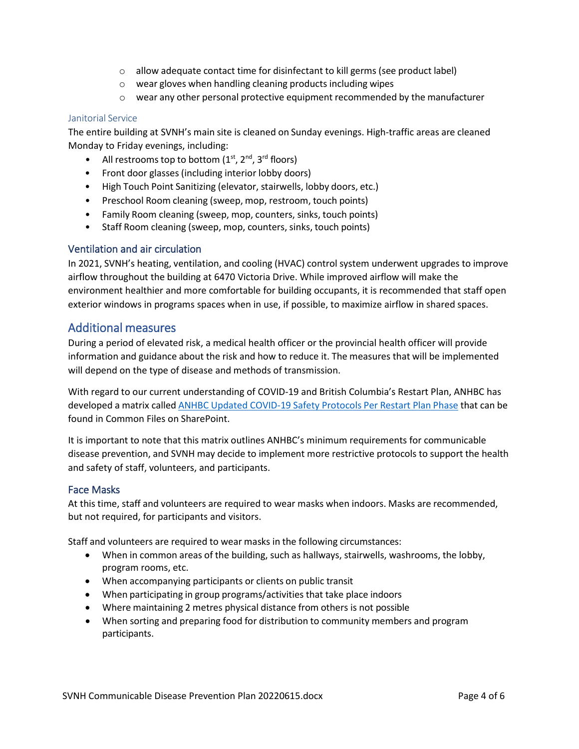- allow adequate contact time for disinfectant to kill germs (see product label)
- wear gloves when handling cleaning products including wipes
- wear any other personal protective equipment recommended by the manufacturer

#### Janitorial Service

The entire building at SVNH's main site is cleaned on Sunday evenings. High-traffic areas are cleaned Monday to Friday evenings, including:

- All restrooms top to bottom (1st, 2nd, 3rd floors)
- Front door glasses (including interior lobby doors)
- High Touch Point Sanitizing (elevator, stairwells, lobby doors, etc.)
- Preschool Room cleaning (sweep, mop, restroom, touch points)
- Family Room cleaning (sweep, mop, counters, sinks, touch points)
- Staff Room cleaning (sweep, mop, counters, sinks, touch points)

### Ventilation and air circulation

In 2021, SVNH's heating, ventilation, and cooling (HVAC) control system underwent upgrades to improve airflow throughout the building at 6470 Victoria Drive. While improved airflow will make the environment healthier and more comfortable for building occupants, it is recommended that staff open exterior windows in programs spaces when in use, if possible, to maximize airflow in shared spaces.

## Additional measures

During a period of elevated risk, a medical health officer or the provincial health officer will provide information and guidance about the risk and how to reduce it. The measures that will be implemented will depend on the type of disease and methods of transmission.

With regard to our current understanding of COVID-19 and British Columbia's Restart Plan, ANHBC has developed a matrix called ANHBC Updated COVID-19 Safety Protocols Per Restart Plan Phase that can be found in Common Files on SharePoint.

It is important to note that this matrix outlines ANHBC's minimum requirements for communicable disease prevention, and SVNH may decide to implement more restrictive protocols to support the health and safety of staff, volunteers, and participants.

### Face Masks

At this time, staff and volunteers are required to wear masks when indoors. Masks are recommended, but not required, for participants and visitors.

Staff and volunteers are required to wear masks in the following circumstances:

- When in common areas of the building, such as hallways, stairwells, washrooms, the lobby, program rooms, etc.
- When accompanying participants or clients on public transit
- When participating in group programs/activities that take place indoors
- Where maintaining 2 metres physical distance from others is not possible
- When sorting and preparing food for distribution to community members and program participants.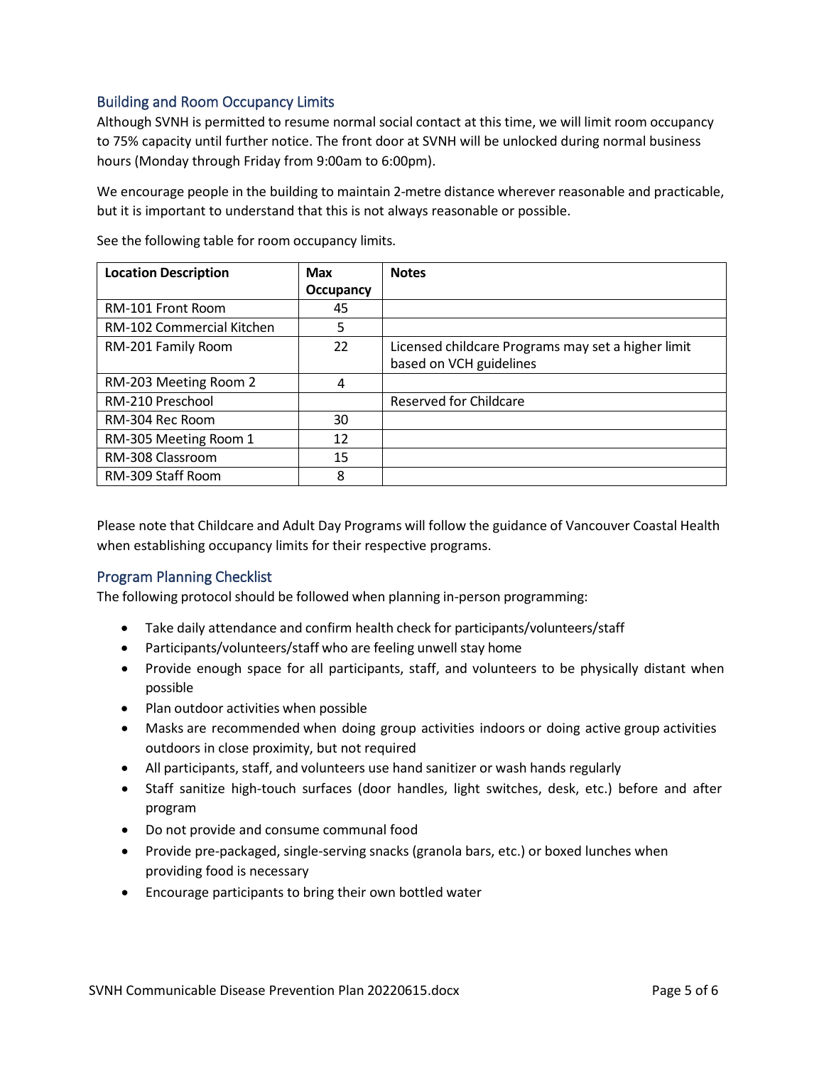## Building and Room Occupancy Limits

Although SVNH is permitted to resume normal social contact at this time, we will limit room occupancy to 75% capacity until further notice. The front door at SVNH will be unlocked during normal business hours (Monday through Friday from 9:00am to 6:00pm).

We encourage people in the building to maintain 2-metre distance wherever reasonable and practicable, but it is important to understand that this is not always reasonable or possible.

See the following table for room occupancy limits.

| Location Description | Max Occupancy | Notes |
|---|---|---|
| RM-101 Front Room | 45 | |
| RM-102 Commercial Kitchen | 5 | |
| RM-201 Family Room | 22 | Licensed childcare Programs may set a higher limit based on VCH guidelines |
| RM-203 Meeting Room 2 | 4 | |
| RM-210 Preschool | | Reserved for Childcare |
| RM-304 Rec Room | 30 | |
| RM-305 Meeting Room 1 | 12 | |
| RM-308 Classroom | 15 | |
| RM-309 Staff Room | 8 | |

Please note that Childcare and Adult Day Programs will follow the guidance of Vancouver Coastal Health when establishing occupancy limits for their respective programs.

## Program Planning Checklist

The following protocol should be followed when planning in-person programming:

- Take daily attendance and confirm health check for participants/volunteers/staff
- Participants/volunteers/staff who are feeling unwell stay home
- Provide enough space for all participants, staff, and volunteers to be physically distant when possible
- Plan outdoor activities when possible
- Masks are recommended when doing group activities indoors or doing active group activities outdoors in close proximity, but not required
- All participants, staff, and volunteers use hand sanitizer or wash hands regularly
- Staff sanitize high-touch surfaces (door handles, light switches, desk, etc.) before and after program
- Do not provide and consume communal food
- Provide pre-packaged, single-serving snacks (granola bars, etc.) or boxed lunches when providing food is necessary
- Encourage participants to bring their own bottled water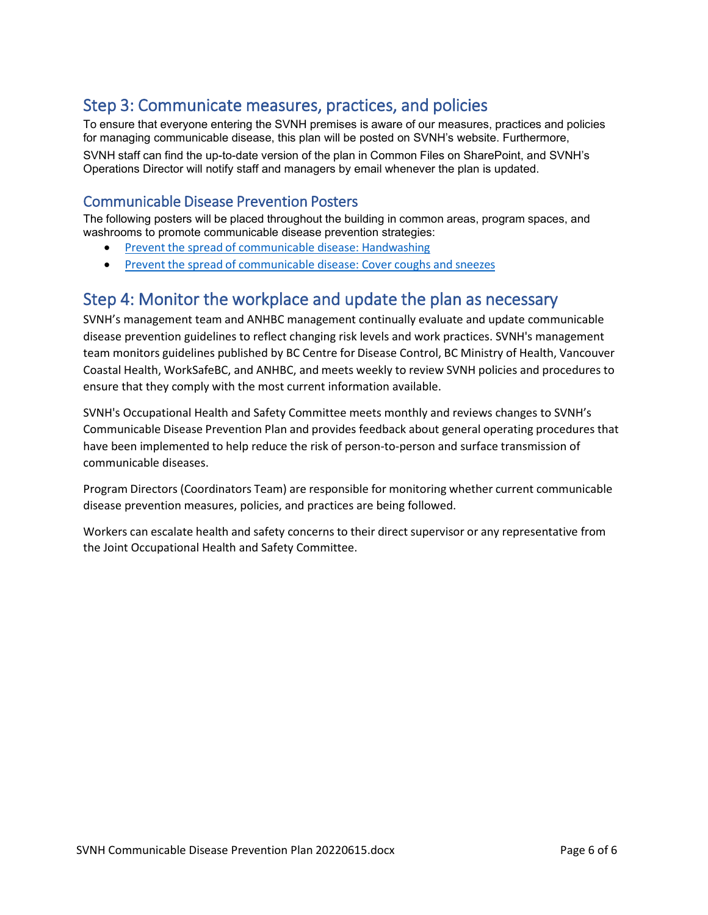## Step 3: Communicate measures, practices, and policies

To ensure that everyone entering the SVNH premises is aware of our measures, practices and policies for managing communicable disease, this plan will be posted on SVNH's website. Furthermore, SVNH staff can find the up-to-date version of the plan in Common Files on SharePoint, and SVNH's Operations Director will notify staff and managers by email whenever the plan is updated.

### Communicable Disease Prevention Posters

The following posters will be placed throughout the building in common areas, program spaces, and washrooms to promote communicable disease prevention strategies:

- Prevent the spread of communicable disease: Handwashing
- Prevent the spread of communicable disease: Cover coughs and sneezes

## Step 4: Monitor the workplace and update the plan as necessary

SVNH's management team and ANHBC management continually evaluate and update communicable disease prevention guidelines to reflect changing risk levels and work practices. SVNH's management team monitors guidelines published by BC Centre for Disease Control, BC Ministry of Health, Vancouver Coastal Health, WorkSafeBC, and ANHBC, and meets weekly to review SVNH policies and procedures to ensure that they comply with the most current information available.

SVNH's Occupational Health and Safety Committee meets monthly and reviews changes to SVNH's Communicable Disease Prevention Plan and provides feedback about general operating procedures that have been implemented to help reduce the risk of person-to-person and surface transmission of communicable diseases.

Program Directors (Coordinators Team) are responsible for monitoring whether current communicable disease prevention measures, policies, and practices are being followed.

Workers can escalate health and safety concerns to their direct supervisor or any representative from the Joint Occupational Health and Safety Committee.